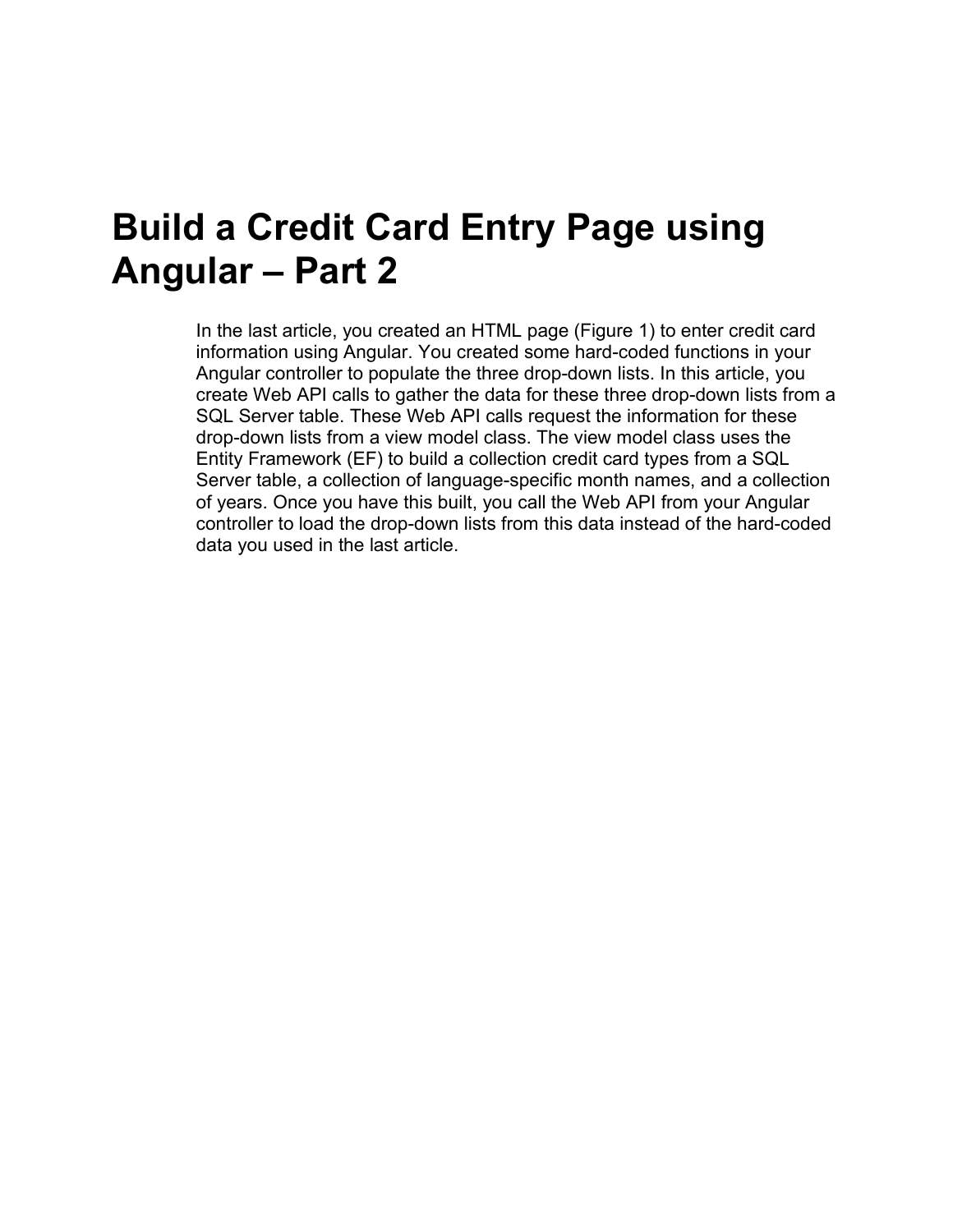# Build a Credit Card Entry Page using Angular – Part 2

In the last article, you created an HTML page (Figure 1) to enter credit card information using Angular. You created some hard-coded functions in your Angular controller to populate the three drop-down lists. In this article, you create Web API calls to gather the data for these three drop-down lists from a SQL Server table. These Web API calls request the information for these drop-down lists from a view model class. The view model class uses the Entity Framework (EF) to build a collection credit card types from a SQL Server table, a collection of language-specific month names, and a collection of years. Once you have this built, you call the Web API from your Angular controller to load the drop-down lists from this data instead of the hard-coded data you used in the last article.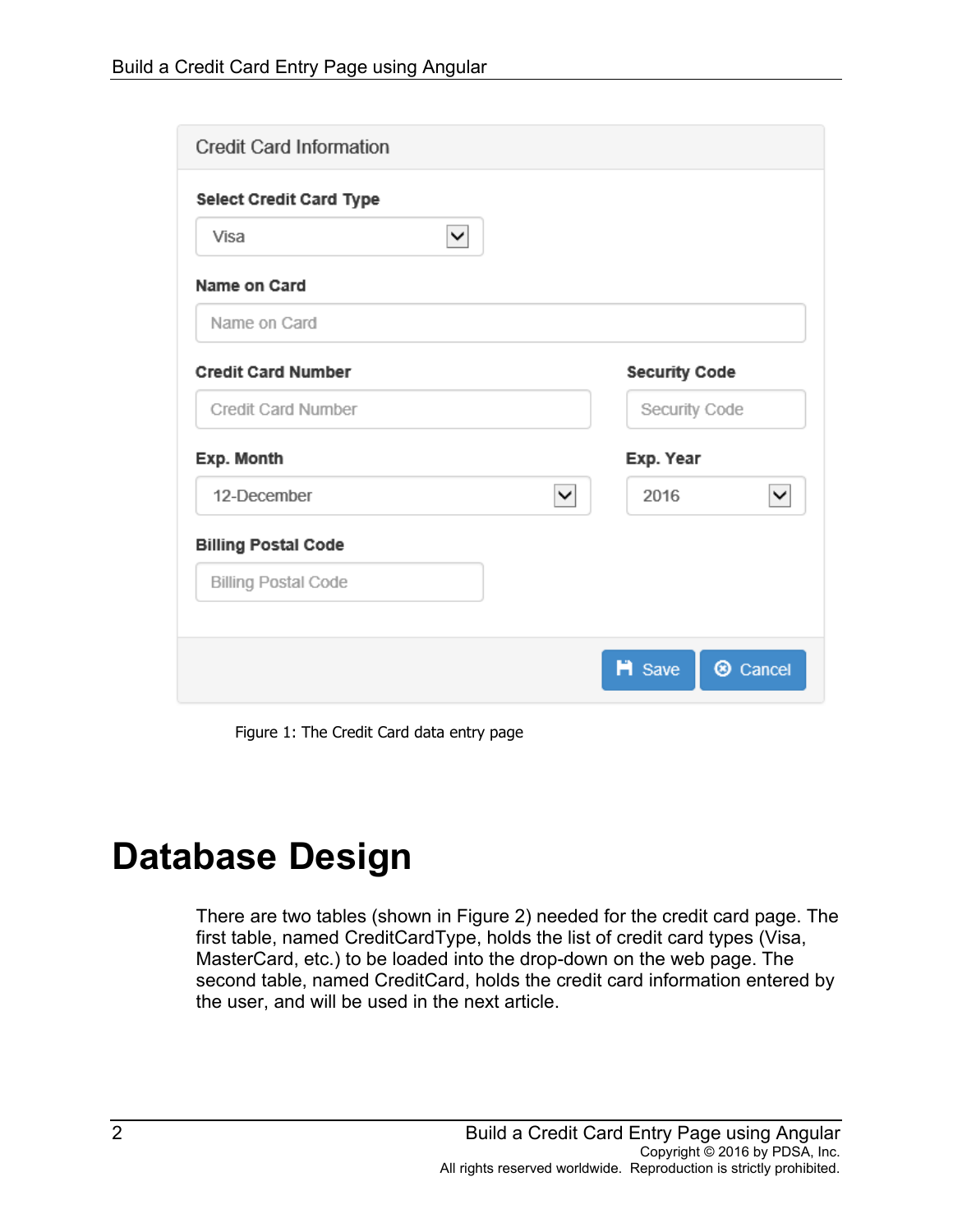Figure 1: The Credit Card data entry page

# Database Design

There are two tables (shown in Figure 2) needed for the credit card page. The first table, named CreditCardType, holds the list of credit card types (Visa, MasterCard, etc.) to be loaded into the drop-down on the web page. The second table, named CreditCard, holds the credit card information entered by the user, and will be used in the next article.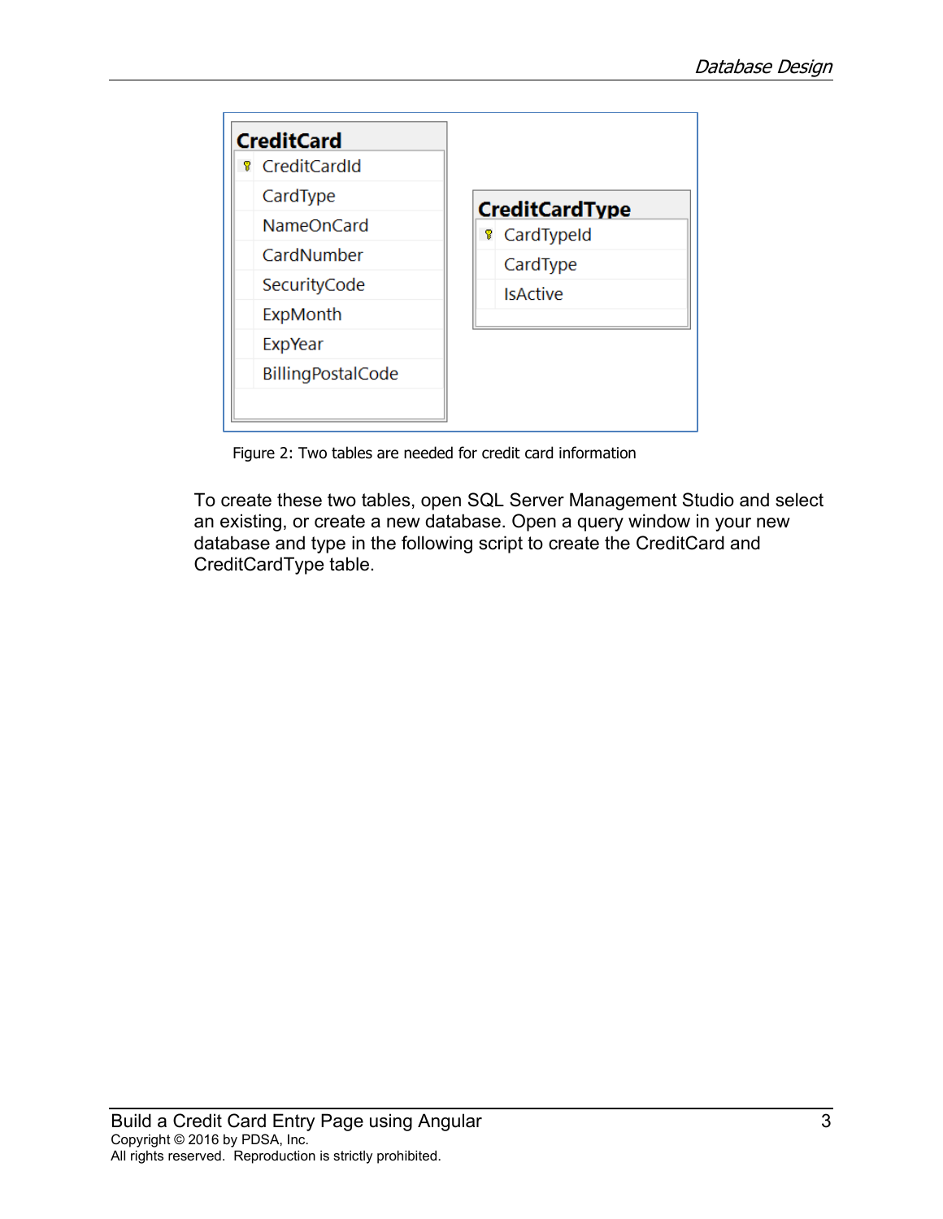| CreditCard |
| --- |
| CreditCardId |
| CardType |
| NameOnCard |
| CardNumber |
| SecurityCode |
| ExpMonth |
| ExpYear |
| BillingPostalCode |

| CreditCardType |
| --- |
| CardTypeId |
| CardType |
| IsActive |

Figure 2: Two tables are needed for credit card information

To create these two tables, open SQL Server Management Studio and select an existing, or create a new database. Open a query window in your new database and type in the following script to create the CreditCard and CreditCardType table.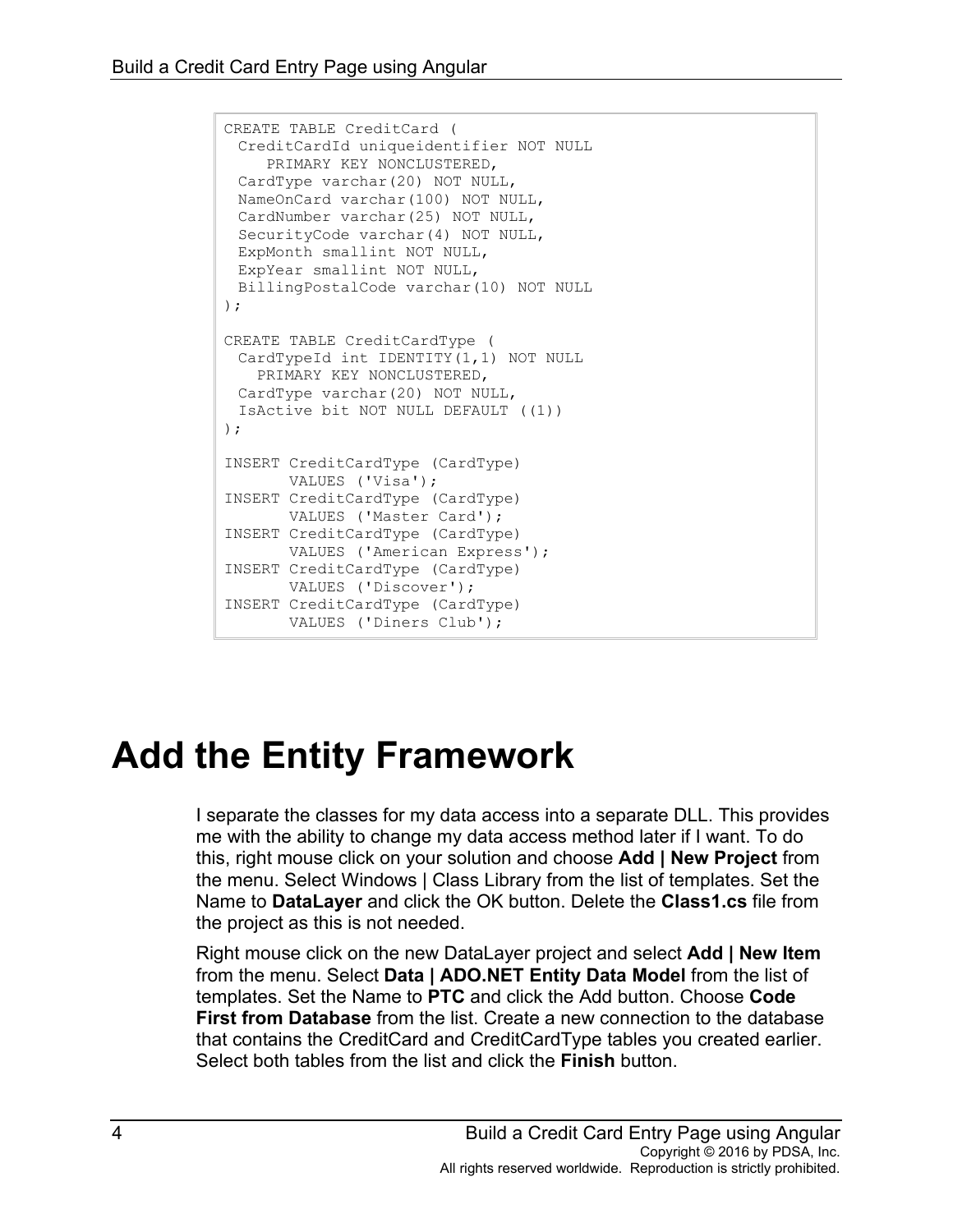```
CREATE TABLE CreditCard (
  CreditCardId uniqueidentifier NOT NULL
     PRIMARY KEY NONCLUSTERED,
  CardType varchar(20) NOT NULL,
  NameOnCard varchar(100) NOT NULL,
  CardNumber varchar(25) NOT NULL,
  SecurityCode varchar(4) NOT NULL,
  ExpMonth smallint NOT NULL,
  ExpYear smallint NOT NULL,
  BillingPostalCode varchar(10) NOT NULL
);

CREATE TABLE CreditCardType (
  CardTypeId int IDENTITY(1,1) NOT NULL
    PRIMARY KEY NONCLUSTERED,
  CardType varchar(20) NOT NULL,
  IsActive bit NOT NULL DEFAULT ((1))
);

INSERT CreditCardType (CardType)
       VALUES ('Visa');
INSERT CreditCardType (CardType)
       VALUES ('Master Card');
INSERT CreditCardType (CardType)
       VALUES ('American Express');
INSERT CreditCardType (CardType)
       VALUES ('Discover');
INSERT CreditCardType (CardType)
       VALUES ('Diners Club');
```

# Add the Entity Framework

I separate the classes for my data access into a separate DLL. This provides me with the ability to change my data access method later if I want. To do this, right mouse click on your solution and choose **Add | New Project** from the menu. Select Windows | Class Library from the list of templates. Set the Name to **DataLayer** and click the OK button. Delete the **Class1.cs** file from the project as this is not needed.

Right mouse click on the new DataLayer project and select **Add | New Item** from the menu. Select **Data | ADO.NET Entity Data Model** from the list of templates. Set the Name to **PTC** and click the Add button. Choose **Code First from Database** from the list. Create a new connection to the database that contains the CreditCard and CreditCardType tables you created earlier. Select both tables from the list and click the **Finish** button.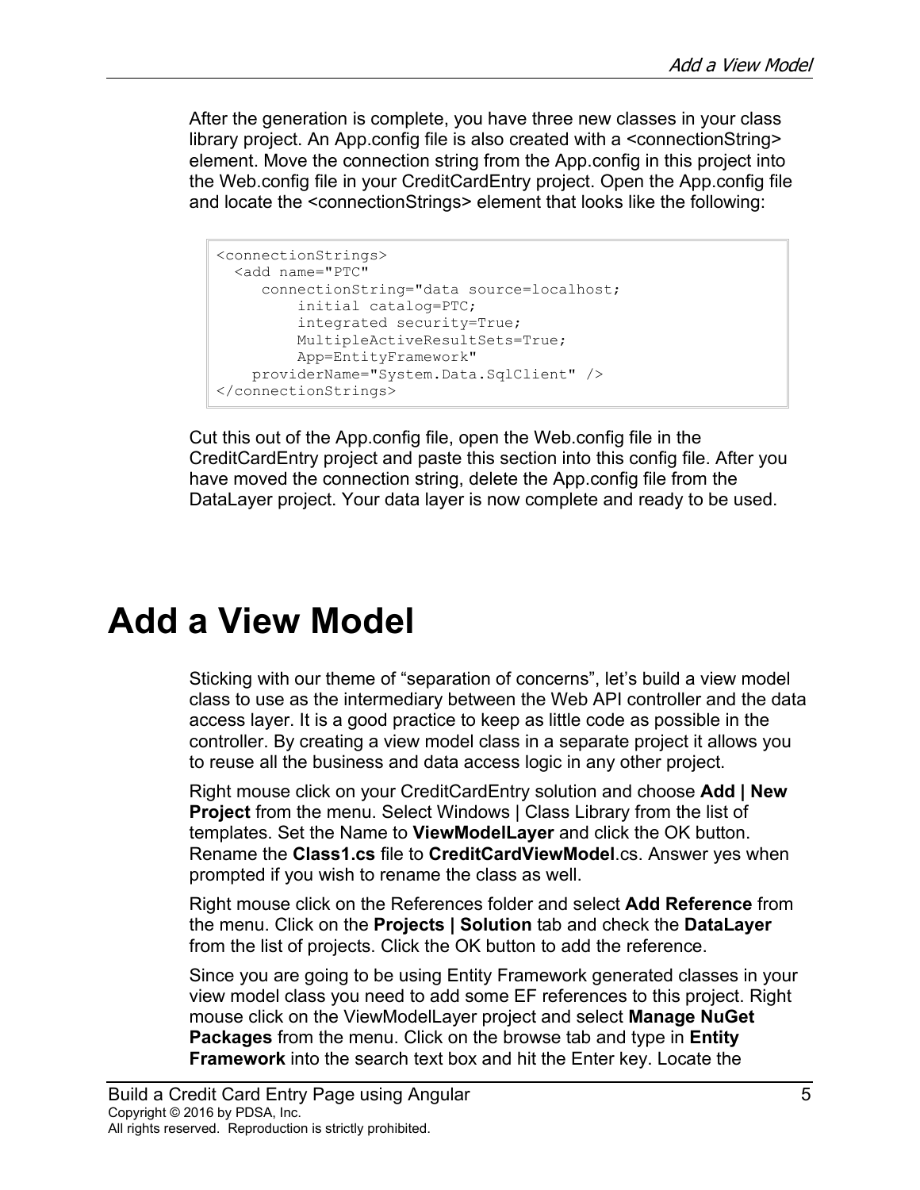After the generation is complete, you have three new classes in your class library project. An App.config file is also created with a <connectionString> element. Move the connection string from the App.config in this project into the Web.config file in your CreditCardEntry project. Open the App.config file and locate the <connectionStrings> element that looks like the following:

```
<connectionStrings>
  <add name="PTC"
     connectionString="data source=localhost;
         initial catalog=PTC;
         integrated security=True;
         MultipleActiveResultSets=True;
         App=EntityFramework"
    providerName="System.Data.SqlClient" />
</connectionStrings>
```

Cut this out of the App.config file, open the Web.config file in the CreditCardEntry project and paste this section into this config file. After you have moved the connection string, delete the App.config file from the DataLayer project. Your data layer is now complete and ready to be used.

# Add a View Model

Sticking with our theme of "separation of concerns", let's build a view model class to use as the intermediary between the Web API controller and the data access layer. It is a good practice to keep as little code as possible in the controller. By creating a view model class in a separate project it allows you to reuse all the business and data access logic in any other project.

Right mouse click on your CreditCardEntry solution and choose **Add | New Project** from the menu. Select Windows | Class Library from the list of templates. Set the Name to **ViewModelLayer** and click the OK button. Rename the **Class1.cs** file to **CreditCardViewModel**.cs. Answer yes when prompted if you wish to rename the class as well.

Right mouse click on the References folder and select **Add Reference** from the menu. Click on the **Projects | Solution** tab and check the **DataLayer** from the list of projects. Click the OK button to add the reference.

Since you are going to be using Entity Framework generated classes in your view model class you need to add some EF references to this project. Right mouse click on the ViewModelLayer project and select **Manage NuGet Packages** from the menu. Click on the browse tab and type in **Entity Framework** into the search text box and hit the Enter key. Locate the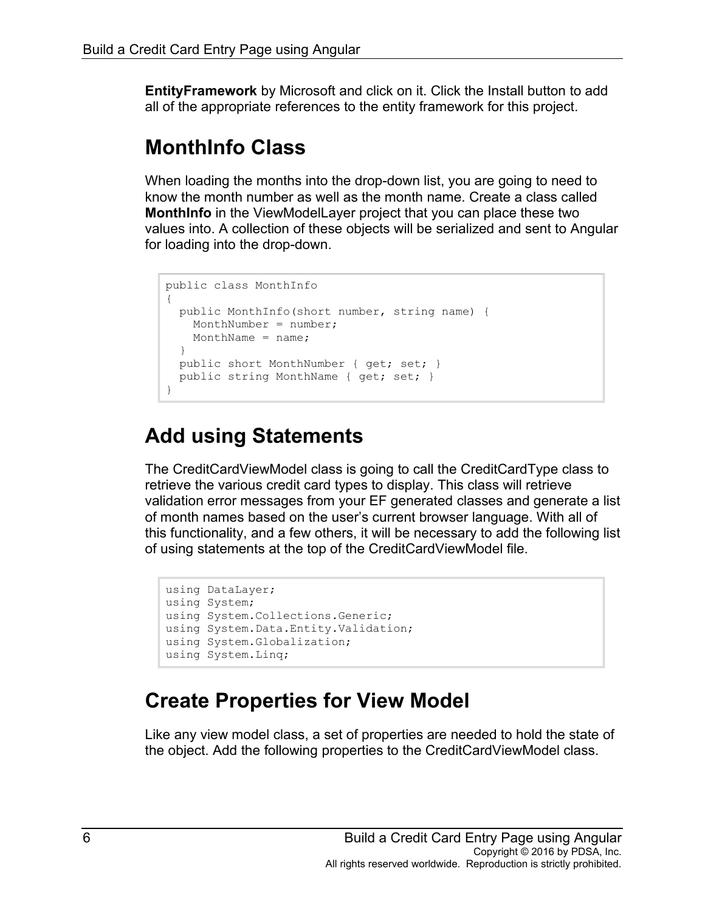**EntityFramework** by Microsoft and click on it. Click the Install button to add all of the appropriate references to the entity framework for this project.

## MonthInfo Class

When loading the months into the drop-down list, you are going to need to know the month number as well as the month name. Create a class called **MonthInfo** in the ViewModelLayer project that you can place these two values into. A collection of these objects will be serialized and sent to Angular for loading into the drop-down.

```
public class MonthInfo
{
  public MonthInfo(short number, string name) {
    MonthNumber = number;
    MonthName = name;
  }
  public short MonthNumber { get; set; }
  public string MonthName { get; set; }
}
```

## Add using Statements

The CreditCardViewModel class is going to call the CreditCardType class to retrieve the various credit card types to display. This class will retrieve validation error messages from your EF generated classes and generate a list of month names based on the user's current browser language. With all of this functionality, and a few others, it will be necessary to add the following list of using statements at the top of the CreditCardViewModel file.

```
using DataLayer;
using System;
using System.Collections.Generic;
using System.Data.Entity.Validation;
using System.Globalization;
using System.Linq;
```

## Create Properties for View Model

Like any view model class, a set of properties are needed to hold the state of the object. Add the following properties to the CreditCardViewModel class.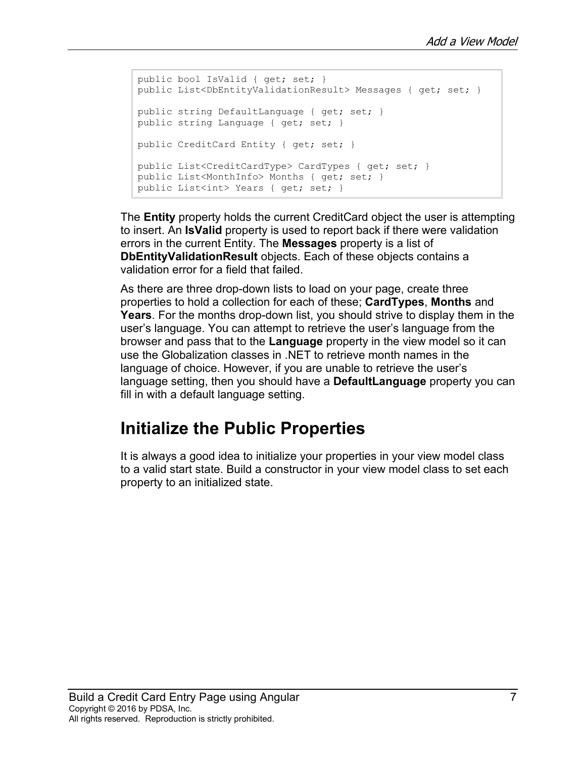```
public bool IsValid { get; set; }
public List<DbEntityValidationResult> Messages { get; set; }

public string DefaultLanguage { get; set; }
public string Language { get; set; }

public CreditCard Entity { get; set; }

public List<CreditCardType> CardTypes { get; set; }
public List<MonthInfo> Months { get; set; }
public List<int> Years { get; set; }
```

The **Entity** property holds the current CreditCard object the user is attempting to insert. An **IsValid** property is used to report back if there were validation errors in the current Entity. The **Messages** property is a list of **DbEntityValidationResult** objects. Each of these objects contains a validation error for a field that failed.

As there are three drop-down lists to load on your page, create three properties to hold a collection for each of these; **CardTypes**, **Months** and **Years**. For the months drop-down list, you should strive to display them in the user's language. You can attempt to retrieve the user's language from the browser and pass that to the **Language** property in the view model so it can use the Globalization classes in .NET to retrieve month names in the language of choice. However, if you are unable to retrieve the user's language setting, then you should have a **DefaultLanguage** property you can fill in with a default language setting.

## Initialize the Public Properties

It is always a good idea to initialize your properties in your view model class to a valid start state. Build a constructor in your view model class to set each property to an initialized state.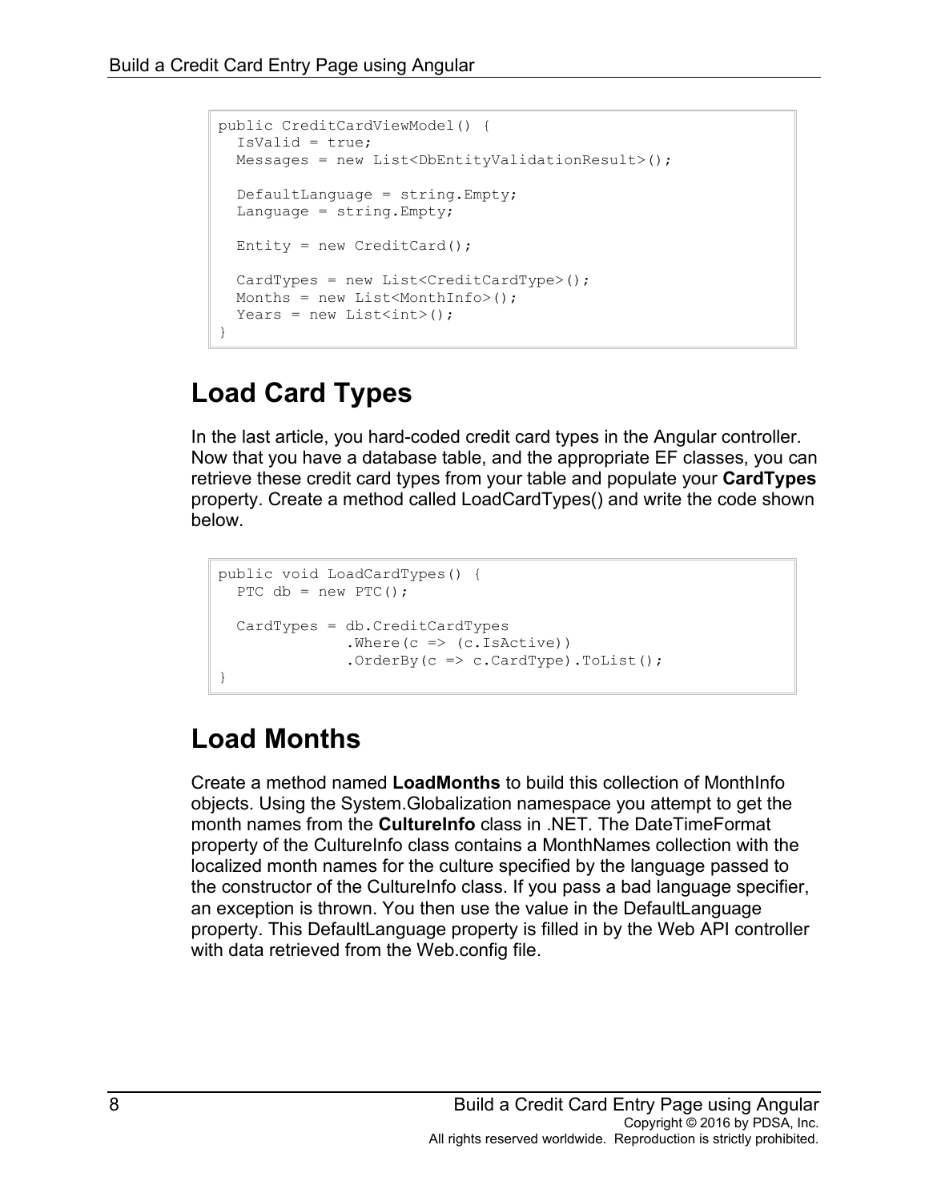```
public CreditCardViewModel() {
  IsValid = true;
  Messages = new List<DbEntityValidationResult>();

  DefaultLanguage = string.Empty;
  Language = string.Empty;

  Entity = new CreditCard();

  CardTypes = new List<CreditCardType>();
  Months = new List<MonthInfo>();
  Years = new List<int>();
}
```

# Load Card Types

In the last article, you hard-coded credit card types in the Angular controller. Now that you have a database table, and the appropriate EF classes, you can retrieve these credit card types from your table and populate your **CardTypes** property. Create a method called LoadCardTypes() and write the code shown below.

```
public void LoadCardTypes() {
  PTC db = new PTC();

  CardTypes = db.CreditCardTypes
              .Where(c => (c.IsActive))
              .OrderBy(c => c.CardType).ToList();
}
```

# Load Months

Create a method named **LoadMonths** to build this collection of MonthInfo objects. Using the System.Globalization namespace you attempt to get the month names from the **CultureInfo** class in .NET. The DateTimeFormat property of the CultureInfo class contains a MonthNames collection with the localized month names for the culture specified by the language passed to the constructor of the CultureInfo class. If you pass a bad language specifier, an exception is thrown. You then use the value in the DefaultLanguage property. This DefaultLanguage property is filled in by the Web API controller with data retrieved from the Web.config file.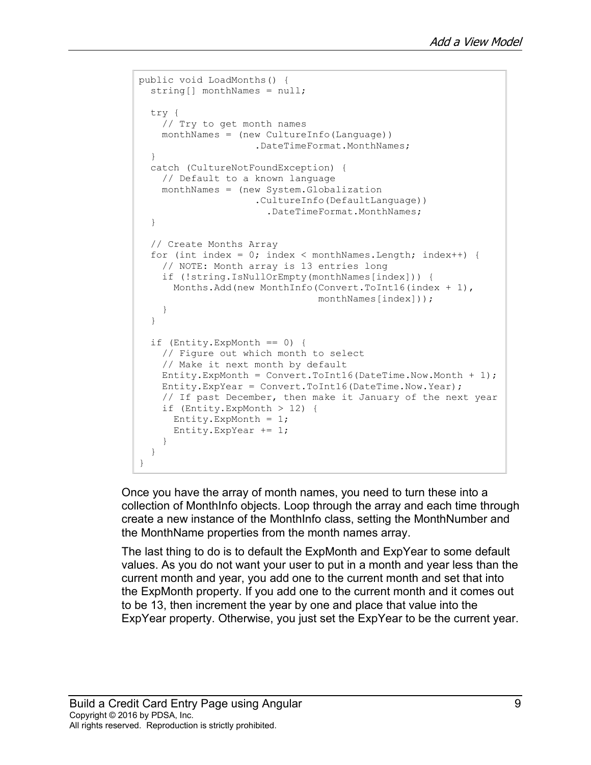```
public void LoadMonths() {
  string[] monthNames = null;

  try {
    // Try to get month names
    monthNames = (new CultureInfo(Language))
                     .DateTimeFormat.MonthNames;
  }
  catch (CultureNotFoundException) {
    // Default to a known language
    monthNames = (new System.Globalization
                     .CultureInfo(DefaultLanguage))
                       .DateTimeFormat.MonthNames;
  }

  // Create Months Array
  for (int index = 0; index < monthNames.Length; index++) {
    // NOTE: Month array is 13 entries long
    if (!string.IsNullOrEmpty(monthNames[index])) {
      Months.Add(new MonthInfo(Convert.ToInt16(index + 1),
                               monthNames[index]));
    }
  }

  if (Entity.ExpMonth == 0) {
    // Figure out which month to select
    // Make it next month by default
    Entity.ExpMonth = Convert.ToInt16(DateTime.Now.Month + 1);
    Entity.ExpYear = Convert.ToInt16(DateTime.Now.Year);
    // If past December, then make it January of the next year
    if (Entity.ExpMonth > 12) {
      Entity.ExpMonth = 1;
      Entity.ExpYear += 1;
    }
  }
}
```

Once you have the array of month names, you need to turn these into a collection of MonthInfo objects. Loop through the array and each time through create a new instance of the MonthInfo class, setting the MonthNumber and the MonthName properties from the month names array.

The last thing to do is to default the ExpMonth and ExpYear to some default values. As you do not want your user to put in a month and year less than the current month and year, you add one to the current month and set that into the ExpMonth property. If you add one to the current month and it comes out to be 13, then increment the year by one and place that value into the ExpYear property. Otherwise, you just set the ExpYear to be the current year.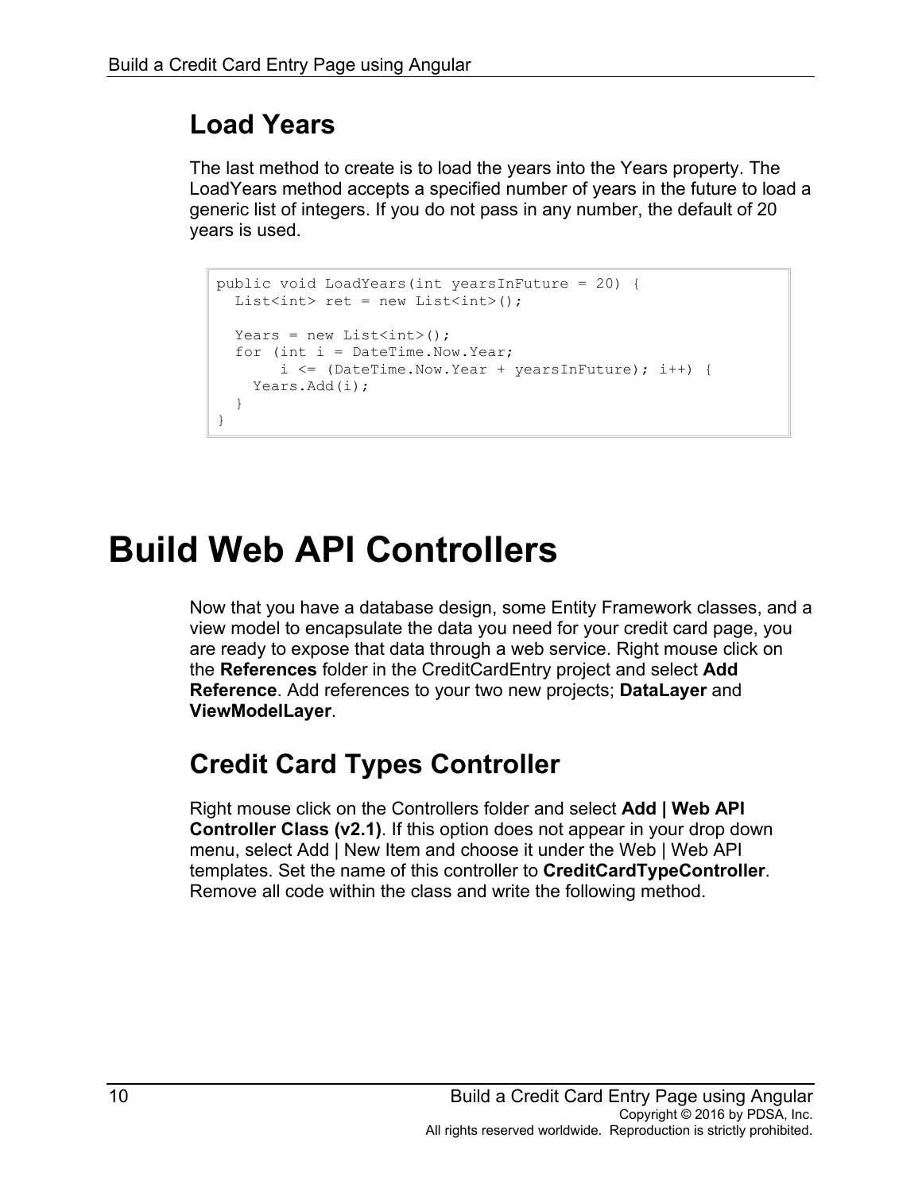## Load Years

The last method to create is to load the years into the Years property. The LoadYears method accepts a specified number of years in the future to load a generic list of integers. If you do not pass in any number, the default of 20 years is used.

```
public void LoadYears(int yearsInFuture = 20) {
  List<int> ret = new List<int>();

  Years = new List<int>();
  for (int i = DateTime.Now.Year;
       i <= (DateTime.Now.Year + yearsInFuture); i++) {
    Years.Add(i);
  }
}
```

# Build Web API Controllers

Now that you have a database design, some Entity Framework classes, and a view model to encapsulate the data you need for your credit card page, you are ready to expose that data through a web service. Right mouse click on the **References** folder in the CreditCardEntry project and select **Add Reference**. Add references to your two new projects; **DataLayer** and **ViewModelLayer**.

## Credit Card Types Controller

Right mouse click on the Controllers folder and select **Add | Web API Controller Class (v2.1)**. If this option does not appear in your drop down menu, select Add | New Item and choose it under the Web | Web API templates. Set the name of this controller to **CreditCardTypeController**. Remove all code within the class and write the following method.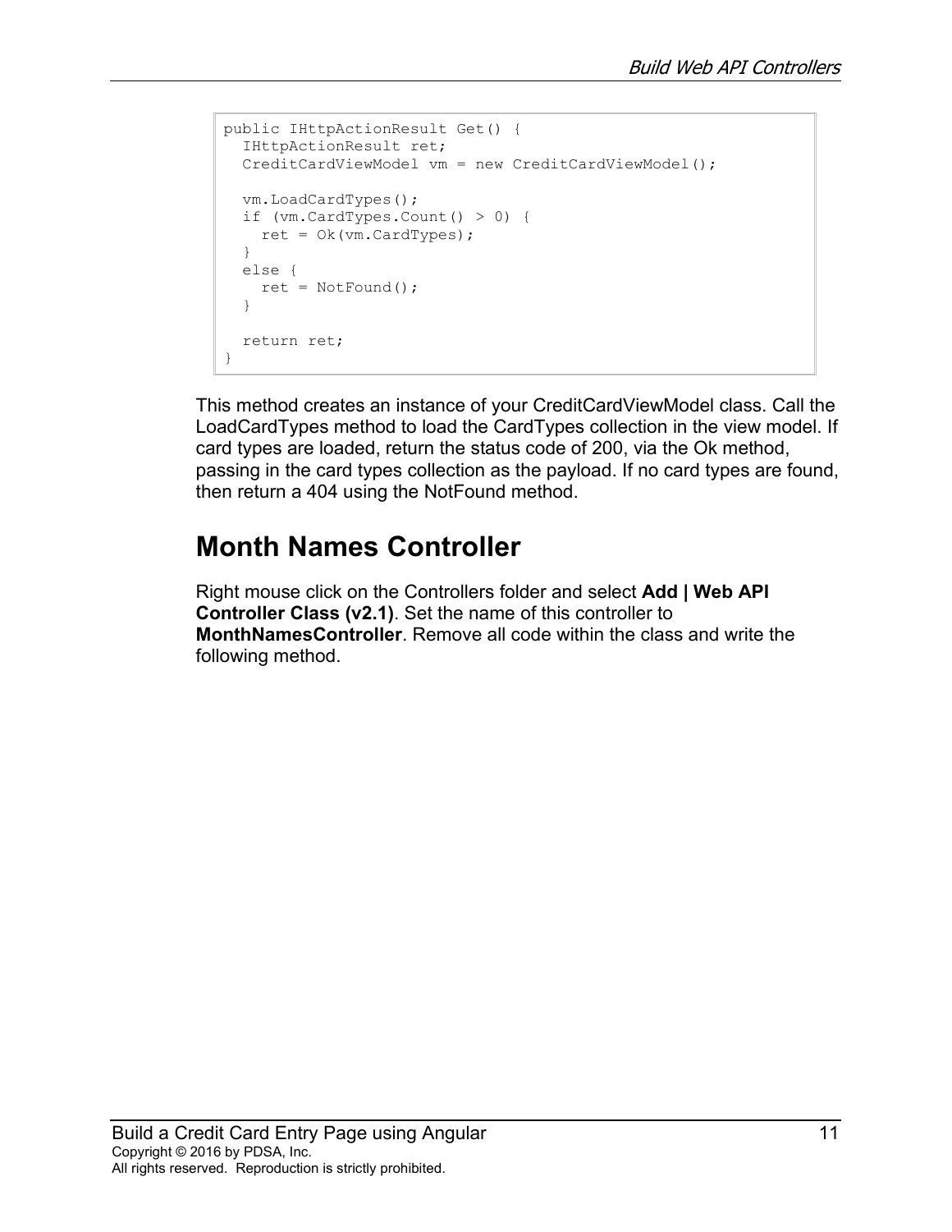```
public IHttpActionResult Get() {
  IHttpActionResult ret;
  CreditCardViewModel vm = new CreditCardViewModel();

  vm.LoadCardTypes();
  if (vm.CardTypes.Count() > 0) {
    ret = Ok(vm.CardTypes);
  }
  else {
    ret = NotFound();
  }

  return ret;
}
```

This method creates an instance of your CreditCardViewModel class. Call the LoadCardTypes method to load the CardTypes collection in the view model. If card types are loaded, return the status code of 200, via the Ok method, passing in the card types collection as the payload. If no card types are found, then return a 404 using the NotFound method.

## Month Names Controller

Right mouse click on the Controllers folder and select **Add | Web API Controller Class (v2.1)**. Set the name of this controller to **MonthNamesController**. Remove all code within the class and write the following method.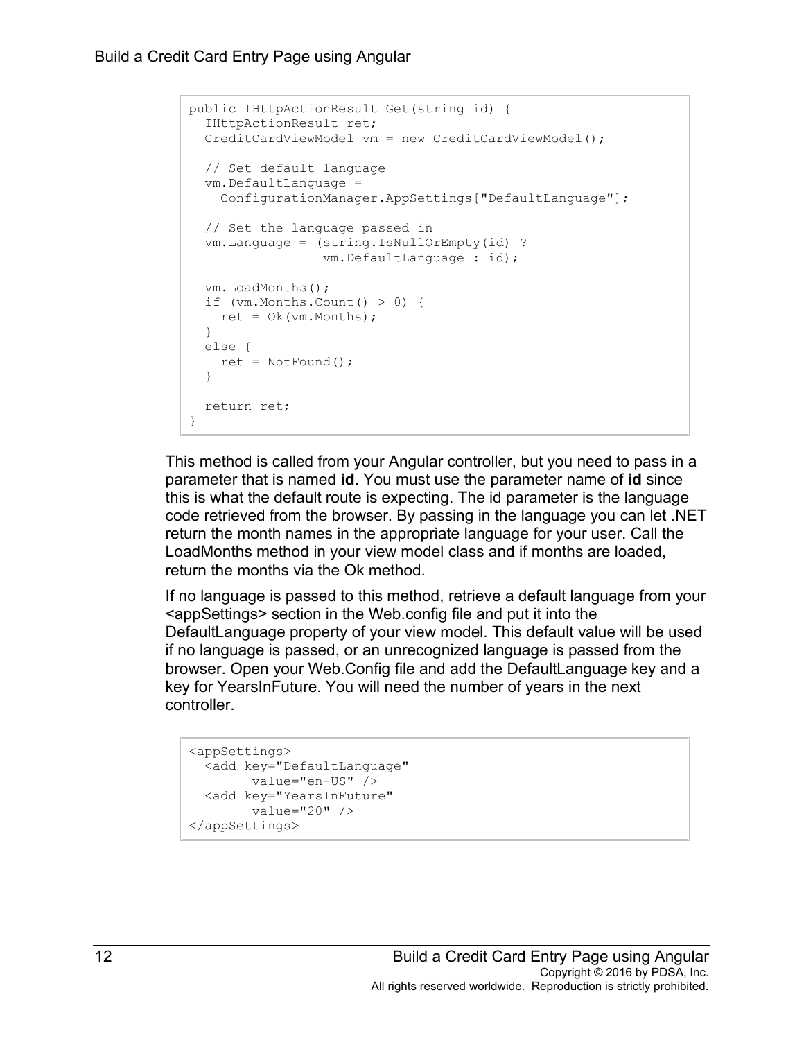```
public IHttpActionResult Get(string id) {
  IHttpActionResult ret;
  CreditCardViewModel vm = new CreditCardViewModel();

  // Set default language
  vm.DefaultLanguage =
    ConfigurationManager.AppSettings["DefaultLanguage"];

  // Set the language passed in
  vm.Language = (string.IsNullOrEmpty(id) ?
                 vm.DefaultLanguage : id);

  vm.LoadMonths();
  if (vm.Months.Count() > 0) {
    ret = Ok(vm.Months);
  }
  else {
    ret = NotFound();
  }

  return ret;
}
```

This method is called from your Angular controller, but you need to pass in a parameter that is named **id**. You must use the parameter name of **id** since this is what the default route is expecting. The id parameter is the language code retrieved from the browser. By passing in the language you can let .NET return the month names in the appropriate language for your user. Call the LoadMonths method in your view model class and if months are loaded, return the months via the Ok method.

If no language is passed to this method, retrieve a default language from your <appSettings> section in the Web.config file and put it into the DefaultLanguage property of your view model. This default value will be used if no language is passed, or an unrecognized language is passed from the browser. Open your Web.Config file and add the DefaultLanguage key and a key for YearsInFuture. You will need the number of years in the next controller.

```
<appSettings>
  <add key="DefaultLanguage"
        value="en-US" />
  <add key="YearsInFuture"
        value="20" />
</appSettings>
```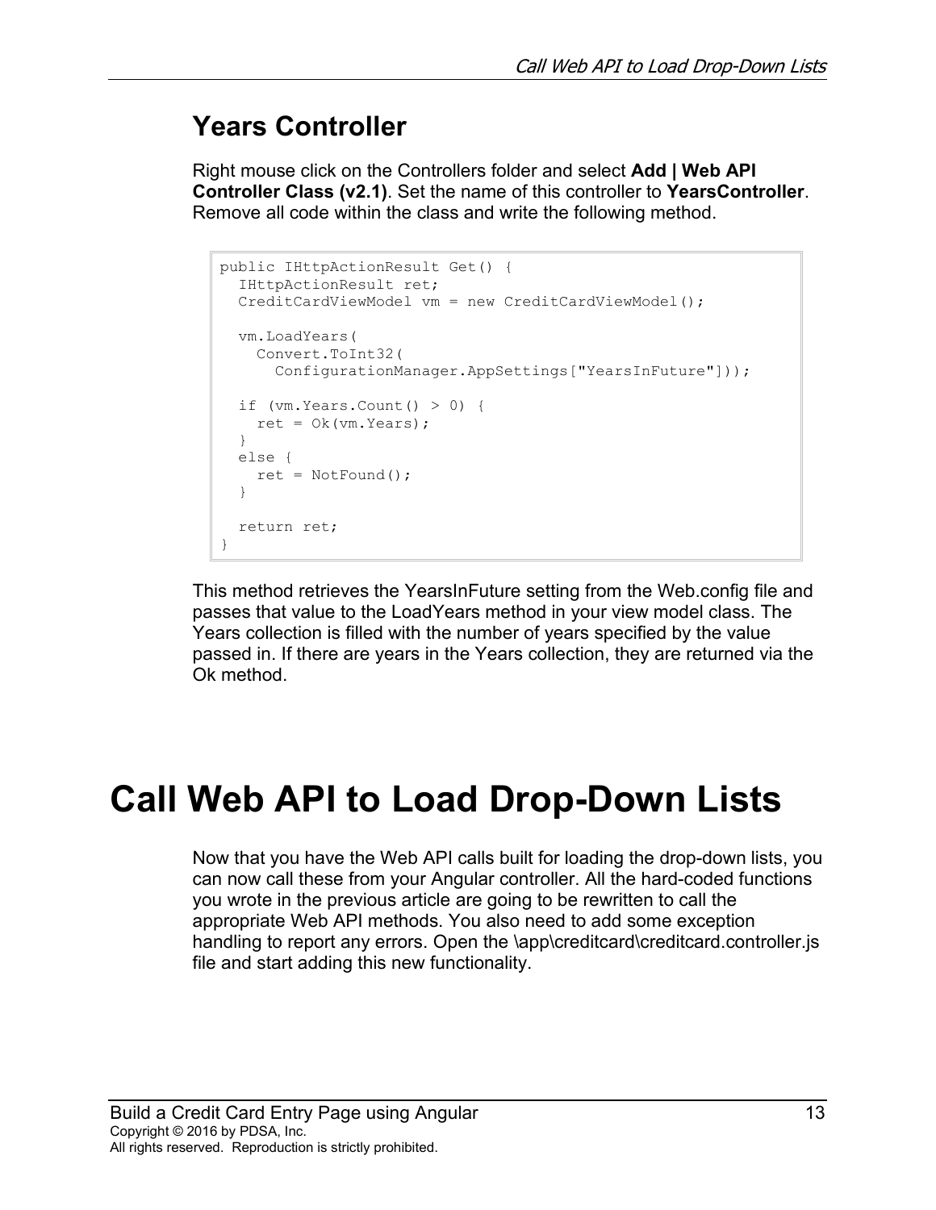## Years Controller

Right mouse click on the Controllers folder and select **Add | Web API Controller Class (v2.1)**. Set the name of this controller to **YearsController**. Remove all code within the class and write the following method.

```
public IHttpActionResult Get() {
  IHttpActionResult ret;
  CreditCardViewModel vm = new CreditCardViewModel();

  vm.LoadYears(
    Convert.ToInt32(
      ConfigurationManager.AppSettings["YearsInFuture"]));

  if (vm.Years.Count() > 0) {
    ret = Ok(vm.Years);
  }
  else {
    ret = NotFound();
  }

  return ret;
}
```

This method retrieves the YearsInFuture setting from the Web.config file and passes that value to the LoadYears method in your view model class. The Years collection is filled with the number of years specified by the value passed in. If there are years in the Years collection, they are returned via the Ok method.

# Call Web API to Load Drop-Down Lists

Now that you have the Web API calls built for loading the drop-down lists, you can now call these from your Angular controller. All the hard-coded functions you wrote in the previous article are going to be rewritten to call the appropriate Web API methods. You also need to add some exception handling to report any errors. Open the \app\creditcard\creditcard.controller.js file and start adding this new functionality.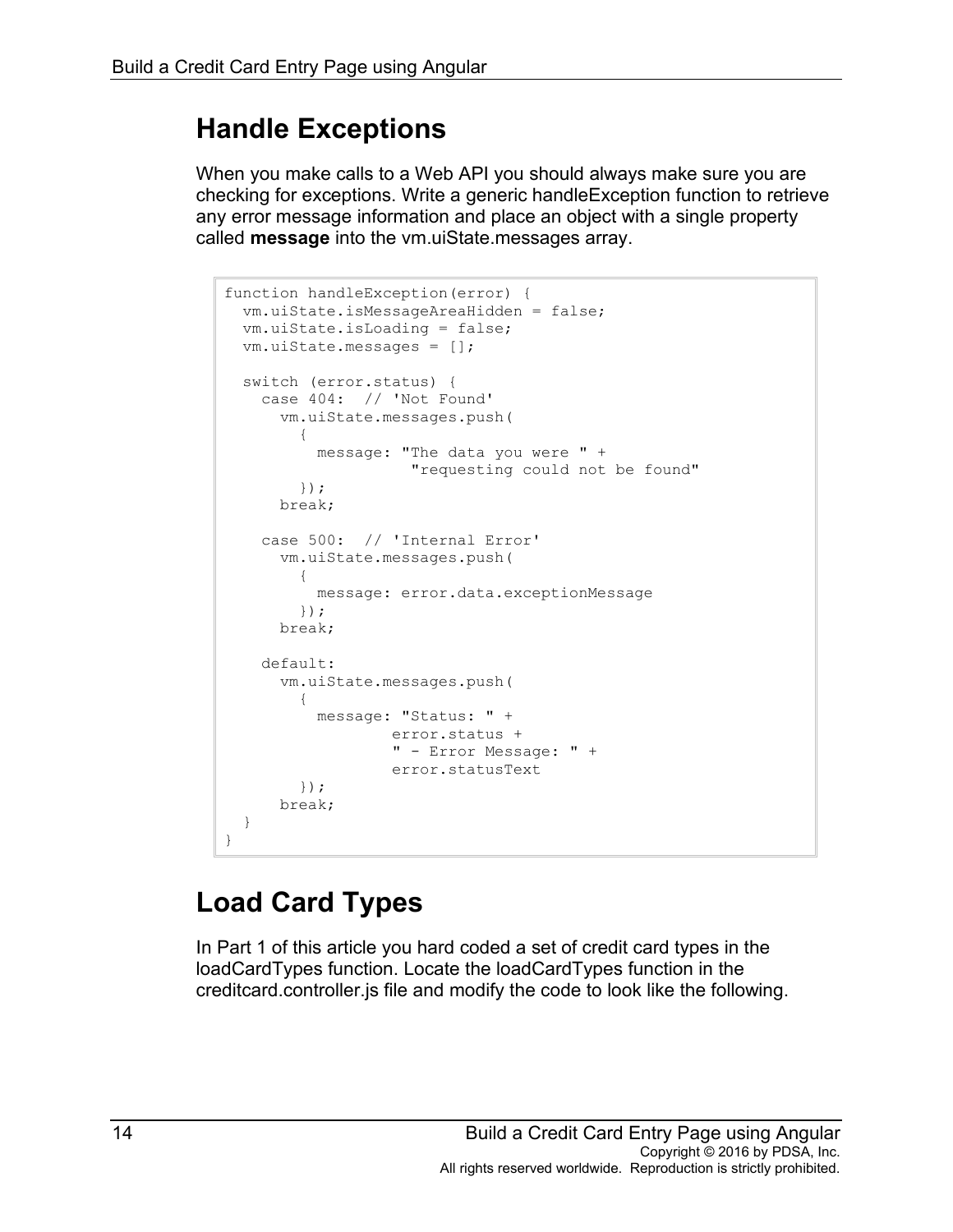## Handle Exceptions

When you make calls to a Web API you should always make sure you are checking for exceptions. Write a generic handleException function to retrieve any error message information and place an object with a single property called **message** into the vm.uiState.messages array.

```
function handleException(error) {
  vm.uiState.isMessageAreaHidden = false;
  vm.uiState.isLoading = false;
  vm.uiState.messages = [];

  switch (error.status) {
    case 404:  // 'Not Found'
      vm.uiState.messages.push(
        {
          message: "The data you were " +
                   "requesting could not be found"
        });
      break;

    case 500:  // 'Internal Error'
      vm.uiState.messages.push(
        {
          message: error.data.exceptionMessage
        });
      break;

    default:
      vm.uiState.messages.push(
        {
          message: "Status: " +
                  error.status +
                  " - Error Message: " +
                  error.statusText
        });
      break;
  }
}
```

## Load Card Types

In Part 1 of this article you hard coded a set of credit card types in the loadCardTypes function. Locate the loadCardTypes function in the creditcard.controller.js file and modify the code to look like the following.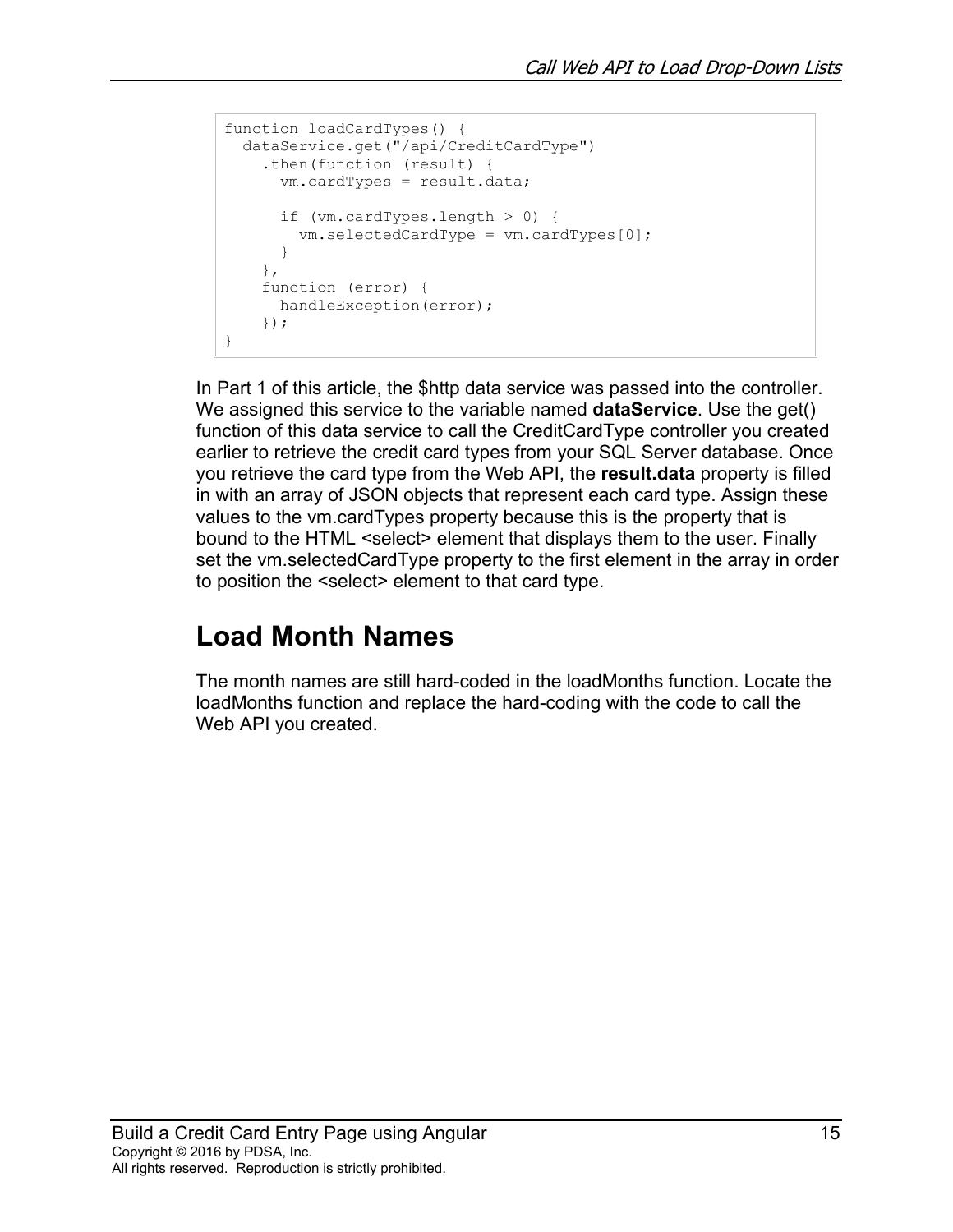```
function loadCardTypes() {
  dataService.get("/api/CreditCardType")
    .then(function (result) {
      vm.cardTypes = result.data;

      if (vm.cardTypes.length > 0) {
        vm.selectedCardType = vm.cardTypes[0];
      }
    },
    function (error) {
      handleException(error);
    });
}
```

In Part 1 of this article, the $http data service was passed into the controller. We assigned this service to the variable named **dataService**. Use the get() function of this data service to call the CreditCardType controller you created earlier to retrieve the credit card types from your SQL Server database. Once you retrieve the card type from the Web API, the **result.data** property is filled in with an array of JSON objects that represent each card type. Assign these values to the vm.cardTypes property because this is the property that is bound to the HTML <select> element that displays them to the user. Finally set the vm.selectedCardType property to the first element in the array in order to position the <select> element to that card type.

# Load Month Names

The month names are still hard-coded in the loadMonths function. Locate the loadMonths function and replace the hard-coding with the code to call the Web API you created.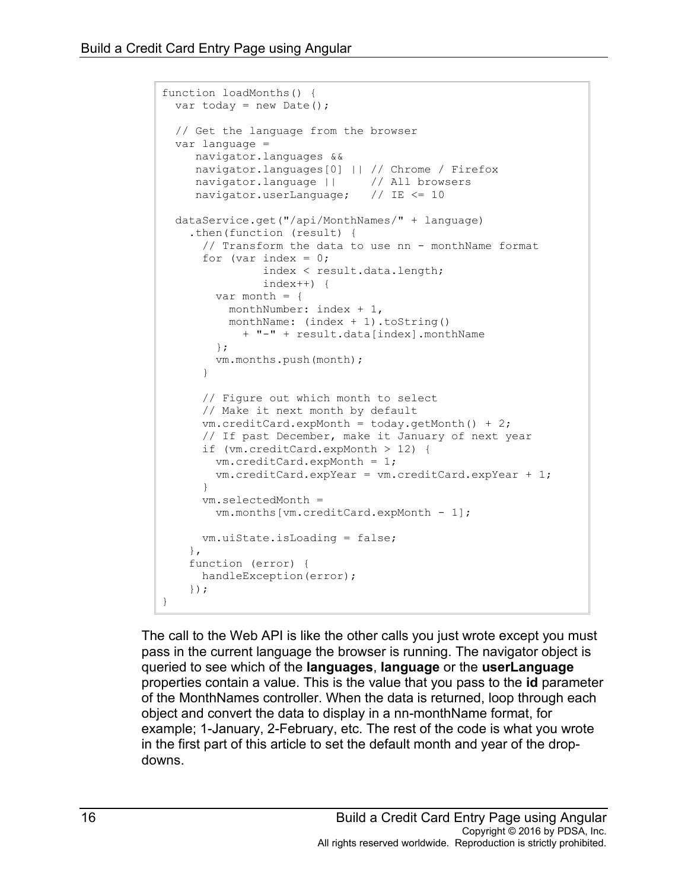```
function loadMonths() {
  var today = new Date();

  // Get the language from the browser
  var language =
     navigator.languages &&
     navigator.languages[0] || // Chrome / Firefox
     navigator.language ||     // All browsers
     navigator.userLanguage;   // IE <= 10

  dataService.get("/api/MonthNames/" + language)
    .then(function (result) {
      // Transform the data to use nn - monthName format
      for (var index = 0;
               index < result.data.length;
               index++) {
        var month = {
          monthNumber: index + 1,
          monthName: (index + 1).toString()
            + "-" + result.data[index].monthName
        };
        vm.months.push(month);
      }

      // Figure out which month to select
      // Make it next month by default
      vm.creditCard.expMonth = today.getMonth() + 2;
      // If past December, make it January of next year
      if (vm.creditCard.expMonth > 12) {
        vm.creditCard.expMonth = 1;
        vm.creditCard.expYear = vm.creditCard.expYear + 1;
      }
      vm.selectedMonth =
        vm.months[vm.creditCard.expMonth - 1];

      vm.uiState.isLoading = false;
    },
    function (error) {
      handleException(error);
    });
}
```

The call to the Web API is like the other calls you just wrote except you must pass in the current language the browser is running. The navigator object is queried to see which of the **languages**, **language** or the **userLanguage** properties contain a value. This is the value that you pass to the **id** parameter of the MonthNames controller. When the data is returned, loop through each object and convert the data to display in a nn-monthName format, for example; 1-January, 2-February, etc. The rest of the code is what you wrote in the first part of this article to set the default month and year of the drop-downs.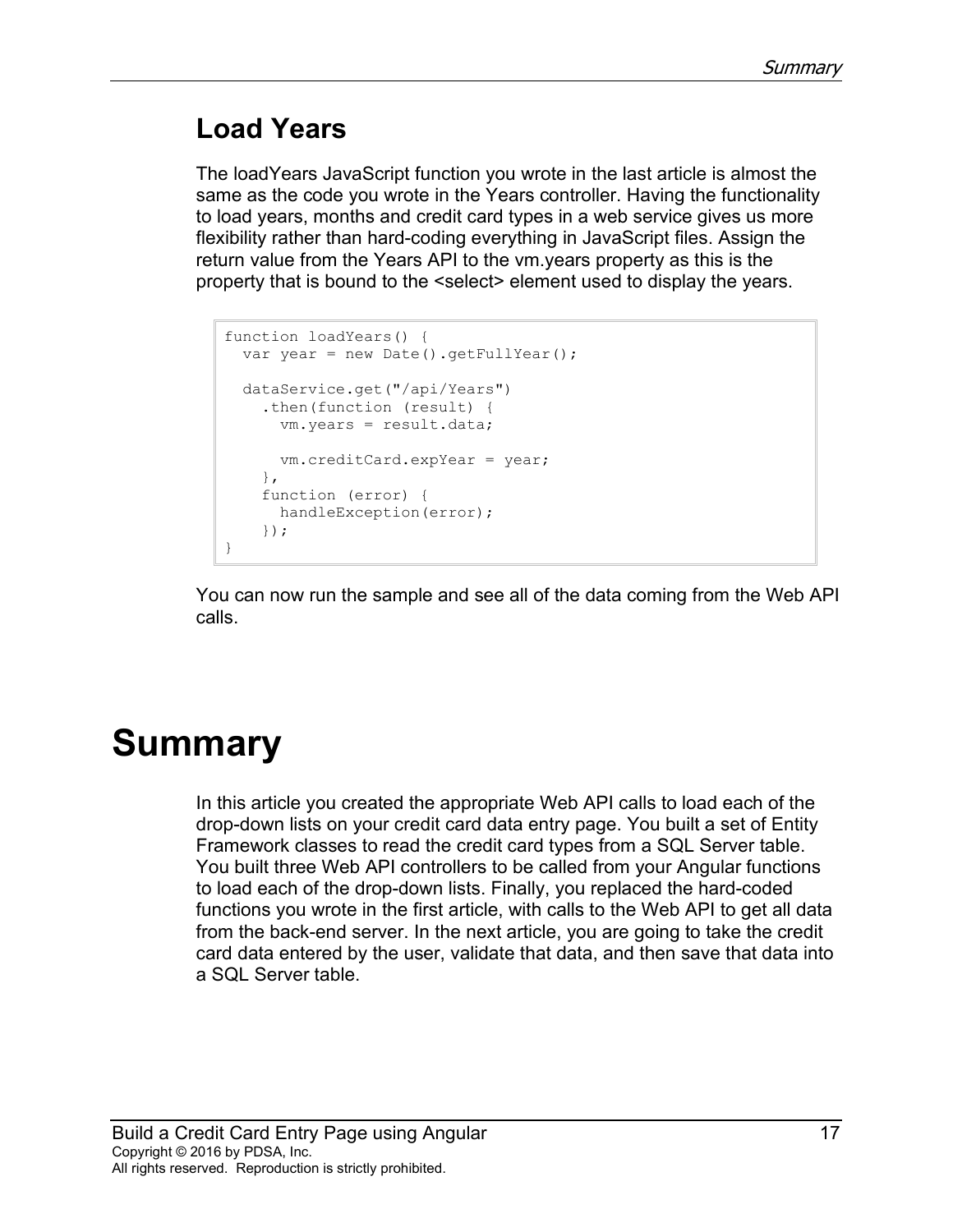## Load Years

The loadYears JavaScript function you wrote in the last article is almost the same as the code you wrote in the Years controller. Having the functionality to load years, months and credit card types in a web service gives us more flexibility rather than hard-coding everything in JavaScript files. Assign the return value from the Years API to the vm.years property as this is the property that is bound to the <select> element used to display the years.

```
function loadYears() {
  var year = new Date().getFullYear();

  dataService.get("/api/Years")
    .then(function (result) {
      vm.years = result.data;

      vm.creditCard.expYear = year;
    },
    function (error) {
      handleException(error);
    });
}
```

You can now run the sample and see all of the data coming from the Web API calls.

# Summary

In this article you created the appropriate Web API calls to load each of the drop-down lists on your credit card data entry page. You built a set of Entity Framework classes to read the credit card types from a SQL Server table. You built three Web API controllers to be called from your Angular functions to load each of the drop-down lists. Finally, you replaced the hard-coded functions you wrote in the first article, with calls to the Web API to get all data from the back-end server. In the next article, you are going to take the credit card data entered by the user, validate that data, and then save that data into a SQL Server table.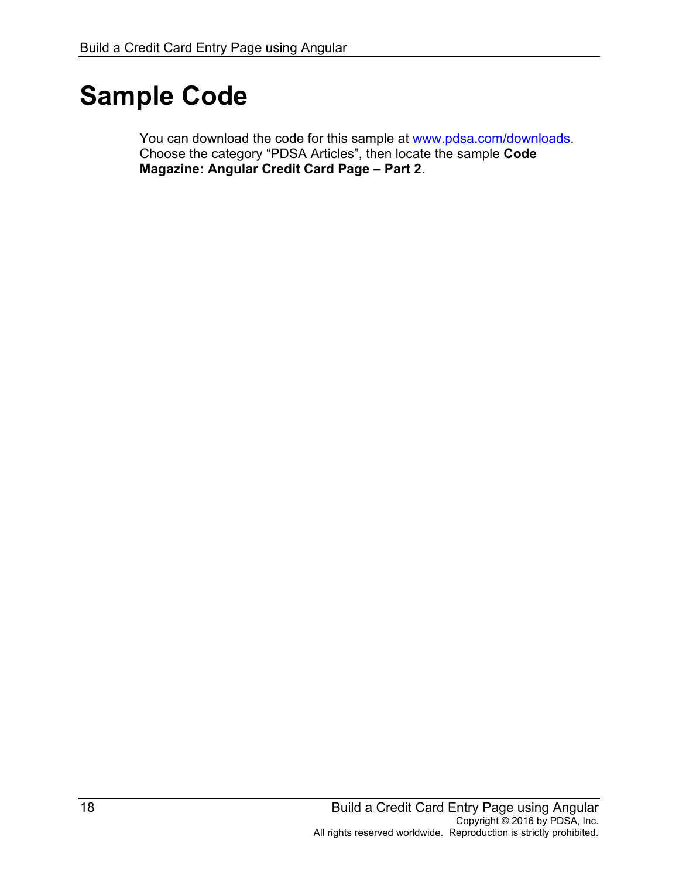# Sample Code

You can download the code for this sample at [www.pdsa.com/downloads](http://www.pdsa.com/downloads). Choose the category “PDSA Articles”, then locate the sample **Code Magazine: Angular Credit Card Page – Part 2**.